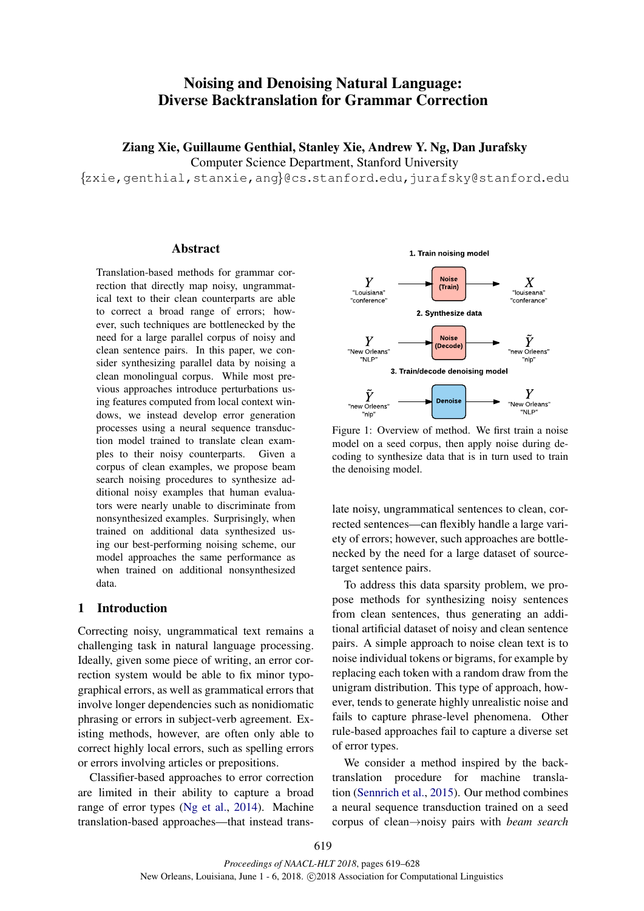# Noising and Denoising Natural Language: Diverse Backtranslation for Grammar Correction

**Ziang Xie, Guillaume Genthial, Stanley Xie, Andrew Y. Ng, Dan Jurafsky**

Computer Science Department, Stanford University

{zxie,genthial,stanxie,ang}@cs.stanford.edu, jurafsky@stanford.edu

## Abstract

Translation-based methods for grammar correction that directly map noisy, ungrammatical text to their clean counterparts are able to correct a broad range of errors; however, such techniques are bottlenecked by the need for a large parallel corpus of noisy and clean sentence pairs. In this paper, we consider synthesizing parallel data by noising a clean monolingual corpus. While most previous approaches introduce perturbations using features computed from local context windows, we instead develop error generation processes using a neural sequence transduction model trained to translate clean examples to their noisy counterparts. Given a corpus of clean examples, we propose beam search noising procedures to synthesize additional noisy examples that human evaluators were nearly unable to discriminate from nonsynthesized examples. Surprisingly, when trained on additional data synthesized using our best-performing noising scheme, our model approaches the same performance as when trained on additional nonsynthesized data.

## 1 Introduction

Correcting noisy, ungrammatical text remains a challenging task in natural language processing. Ideally, given some piece of writing, an error correction system would be able to fix minor typographical errors, as well as grammatical errors that involve longer dependencies such as nonidiomatic phrasing or errors in subject-verb agreement. Existing methods, however, are often only able to correct highly local errors, such as spelling errors or errors involving articles or prepositions.

Classifier-based approaches to error correction are limited in their ability to capture a broad range of error types (Ng et al., 2014). Machine translation-based approaches—that instead translate noisy, ungrammatical sentences to clean, corrected sentences—can flexibly handle a large variety of errors; however, such approaches are bottlenecked by the need for a large dataset of source-target sentence pairs.

**1. Train noising model**

$Y$ "Louisiana" "conference" → **Noise (Train)** → $X$ "louiseana" "conferance"

**2. Synthesize data**

$Y$ "New Orleans" "NLP" → **Noise (Decode)** → $\tilde{Y}$ "new Orleens" "nlp"

**3. Train/decode denoising model**

$\tilde{Y}$ "new Orleens" "nlp" → **Denoise** → $Y$ "New Orleans" "NLP"

Figure 1: Overview of method. We first train a noise model on a seed corpus, then apply noise during decoding to synthesize data that is in turn used to train the denoising model.

To address this data sparsity problem, we propose methods for synthesizing noisy sentences from clean sentences, thus generating an additional artificial dataset of noisy and clean sentence pairs. A simple approach to noise clean text is to noise individual tokens or bigrams, for example by replacing each token with a random draw from the unigram distribution. This type of approach, however, tends to generate highly unrealistic noise and fails to capture phrase-level phenomena. Other rule-based approaches fail to capture a diverse set of error types.

We consider a method inspired by the backtranslation procedure for machine translation (Sennrich et al., 2015). Our method combines a neural sequence transduction trained on a seed corpus of clean→noisy pairs with *beam search*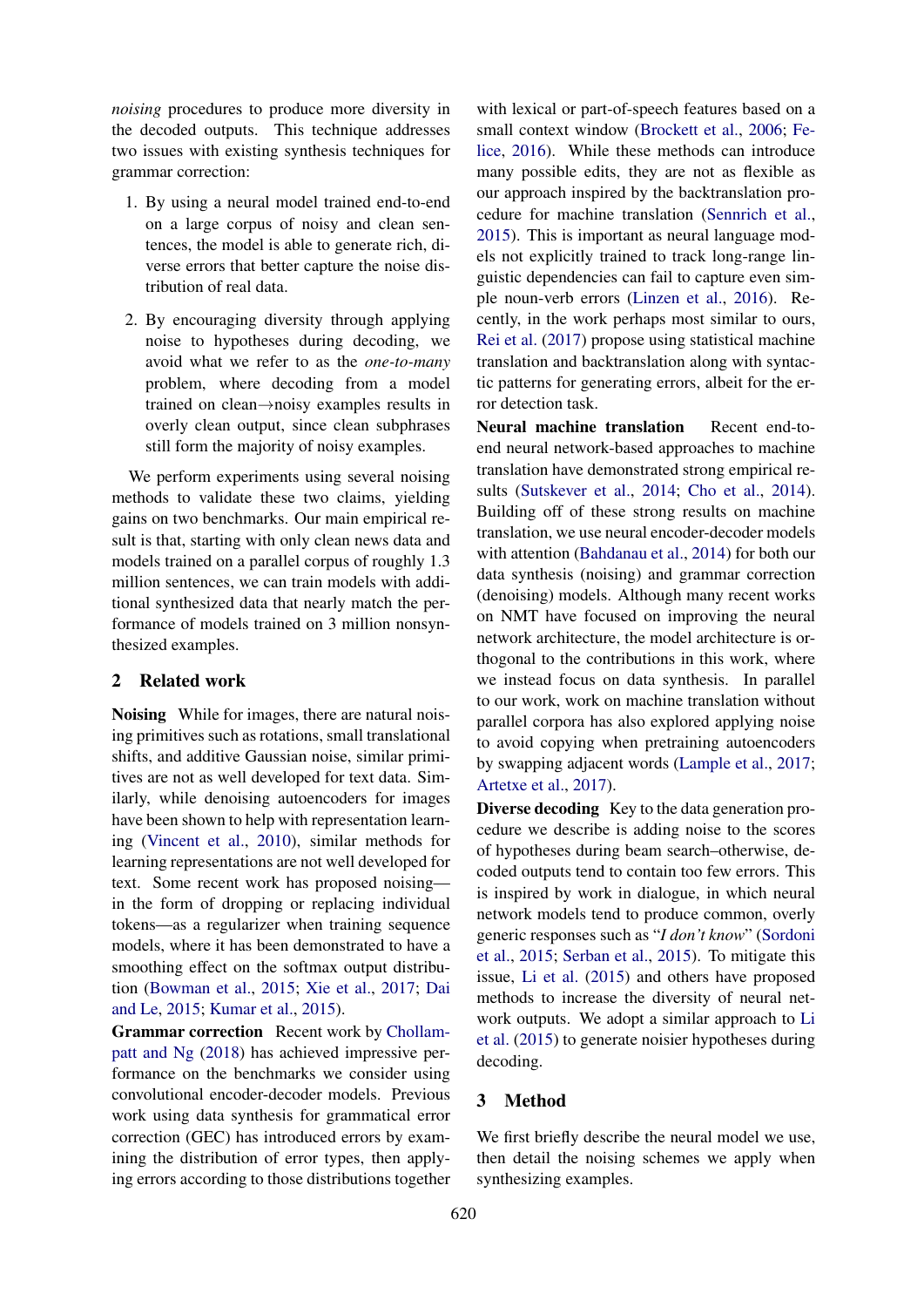*noising* procedures to produce more diversity in the decoded outputs. This technique addresses two issues with existing synthesis techniques for grammar correction:

1. By using a neural model trained end-to-end on a large corpus of noisy and clean sentences, the model is able to generate rich, diverse errors that better capture the noise distribution of real data.
2. By encouraging diversity through applying noise to hypotheses during decoding, we avoid what we refer to as the *one-to-many* problem, where decoding from a model trained on clean→noisy examples results in overly clean output, since clean subphrases still form the majority of noisy examples.

We perform experiments using several noising methods to validate these two claims, yielding gains on two benchmarks. Our main empirical result is that, starting with only clean news data and models trained on a parallel corpus of roughly 1.3 million sentences, we can train models with additional synthesized data that nearly match the performance of models trained on 3 million nonsynthesized examples.

## 2 Related work

**Noising** While for images, there are natural noising primitives such as rotations, small translational shifts, and additive Gaussian noise, similar primitives are not as well developed for text data. Similarly, while denoising autoencoders for images have been shown to help with representation learning (Vincent et al., 2010), similar methods for learning representations are not well developed for text. Some recent work has proposed noising—in the form of dropping or replacing individual tokens—as a regularizer when training sequence models, where it has been demonstrated to have a smoothing effect on the softmax output distribution (Bowman et al., 2015; Xie et al., 2017; Dai and Le, 2015; Kumar et al., 2015).

**Grammar correction** Recent work by Chollampatt and Ng (2018) has achieved impressive performance on the benchmarks we consider using convolutional encoder-decoder models. Previous work using data synthesis for grammatical error correction (GEC) has introduced errors by examining the distribution of error types, then applying errors according to those distributions together with lexical or part-of-speech features based on a small context window (Brockett et al., 2006; Felice, 2016). While these methods can introduce many possible edits, they are not as flexible as our approach inspired by the backtranslation procedure for machine translation (Sennrich et al., 2015). This is important as neural language models not explicitly trained to track long-range linguistic dependencies can fail to capture even simple noun-verb errors (Linzen et al., 2016). Recently, in the work perhaps most similar to ours, Rei et al. (2017) propose using statistical machine translation and backtranslation along with syntactic patterns for generating errors, albeit for the error detection task.

**Neural machine translation** Recent end-to-end neural network-based approaches to machine translation have demonstrated strong empirical results (Sutskever et al., 2014; Cho et al., 2014). Building off of these strong results on machine translation, we use neural encoder-decoder models with attention (Bahdanau et al., 2014) for both our data synthesis (noising) and grammar correction (denoising) models. Although many recent works on NMT have focused on improving the neural network architecture, the model architecture is orthogonal to the contributions in this work, where we instead focus on data synthesis. In parallel to our work, work on machine translation without parallel corpora has also explored applying noise to avoid copying when pretraining autoencoders by swapping adjacent words (Lample et al., 2017; Artetxe et al., 2017).

**Diverse decoding** Key to the data generation procedure we describe is adding noise to the scores of hypotheses during beam search–otherwise, decoded outputs tend to contain too few errors. This is inspired by work in dialogue, in which neural network models tend to produce common, overly generic responses such as "*I don't know*" (Sordoni et al., 2015; Serban et al., 2015). To mitigate this issue, Li et al. (2015) and others have proposed methods to increase the diversity of neural network outputs. We adopt a similar approach to Li et al. (2015) to generate noisier hypotheses during decoding.

## 3 Method

We first briefly describe the neural model we use, then detail the noising schemes we apply when synthesizing examples.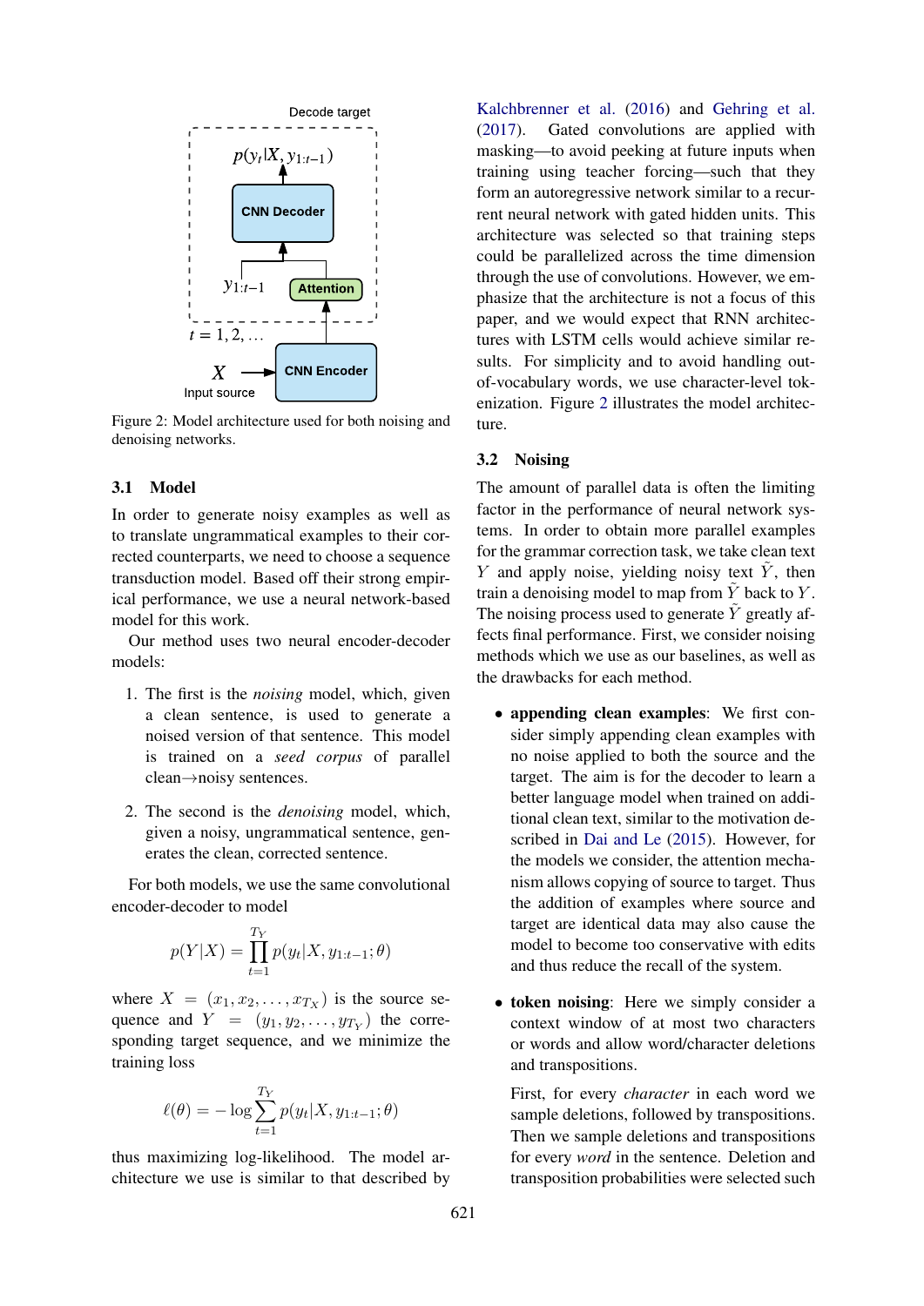Figure 2: Model architecture used for both noising and denoising networks.

### 3.1 Model

In order to generate noisy examples as well as to translate ungrammatical examples to their corrected counterparts, we need to choose a sequence transduction model. Based off their strong empirical performance, we use a neural network-based model for this work.

Our method uses two neural encoder-decoder models:

1. The first is the *noising* model, which, given a clean sentence, is used to generate a noised version of that sentence. This model is trained on a *seed corpus* of parallel clean→noisy sentences.
2. The second is the *denoising* model, which, given a noisy, ungrammatical sentence, generates the clean, corrected sentence.

For both models, we use the same convolutional encoder-decoder to model

$$p(Y|X) = \prod_{t=1}^{T_Y} p(y_t|X, y_{1:t-1}; \theta)$$

where $X = (x_1, x_2, \ldots, x_{T_X})$ is the source sequence and $Y = (y_1, y_2, \ldots, y_{T_Y})$ the corresponding target sequence, and we minimize the training loss

$$\ell(\theta) = -\log \sum_{t=1}^{T_Y} p(y_t|X, y_{1:t-1}; \theta)$$

thus maximizing log-likelihood. The model architecture we use is similar to that described by Kalchbrenner et al. (2016) and Gehring et al. (2017). Gated convolutions are applied with masking—to avoid peeking at future inputs when training using teacher forcing—such that they form an autoregressive network similar to a recurrent neural network with gated hidden units. This architecture was selected so that training steps could be parallelized across the time dimension through the use of convolutions. However, we emphasize that the architecture is not a focus of this paper, and we would expect that RNN architectures with LSTM cells would achieve similar results. For simplicity and to avoid handling out-of-vocabulary words, we use character-level tokenization. Figure 2 illustrates the model architecture.

### 3.2 Noising

The amount of parallel data is often the limiting factor in the performance of neural network systems. In order to obtain more parallel examples for the grammar correction task, we take clean text $Y$ and apply noise, yielding noisy text $\tilde{Y}$, then train a denoising model to map from $\tilde{Y}$ back to $Y$. The noising process used to generate $\tilde{Y}$ greatly affects final performance. First, we consider noising methods which we use as our baselines, as well as the drawbacks for each method.

- **appending clean examples**: We first consider simply appending clean examples with no noise applied to both the source and the target. The aim is for the decoder to learn a better language model when trained on additional clean text, similar to the motivation described in Dai and Le (2015). However, for the models we consider, the attention mechanism allows copying of source to target. Thus the addition of examples where source and target are identical data may also cause the model to become too conservative with edits and thus reduce the recall of the system.

- **token noising**: Here we simply consider a context window of at most two characters or words and allow word/character deletions and transpositions.

  First, for every *character* in each word we sample deletions, followed by transpositions. Then we sample deletions and transpositions for every *word* in the sentence. Deletion and transposition probabilities were selected such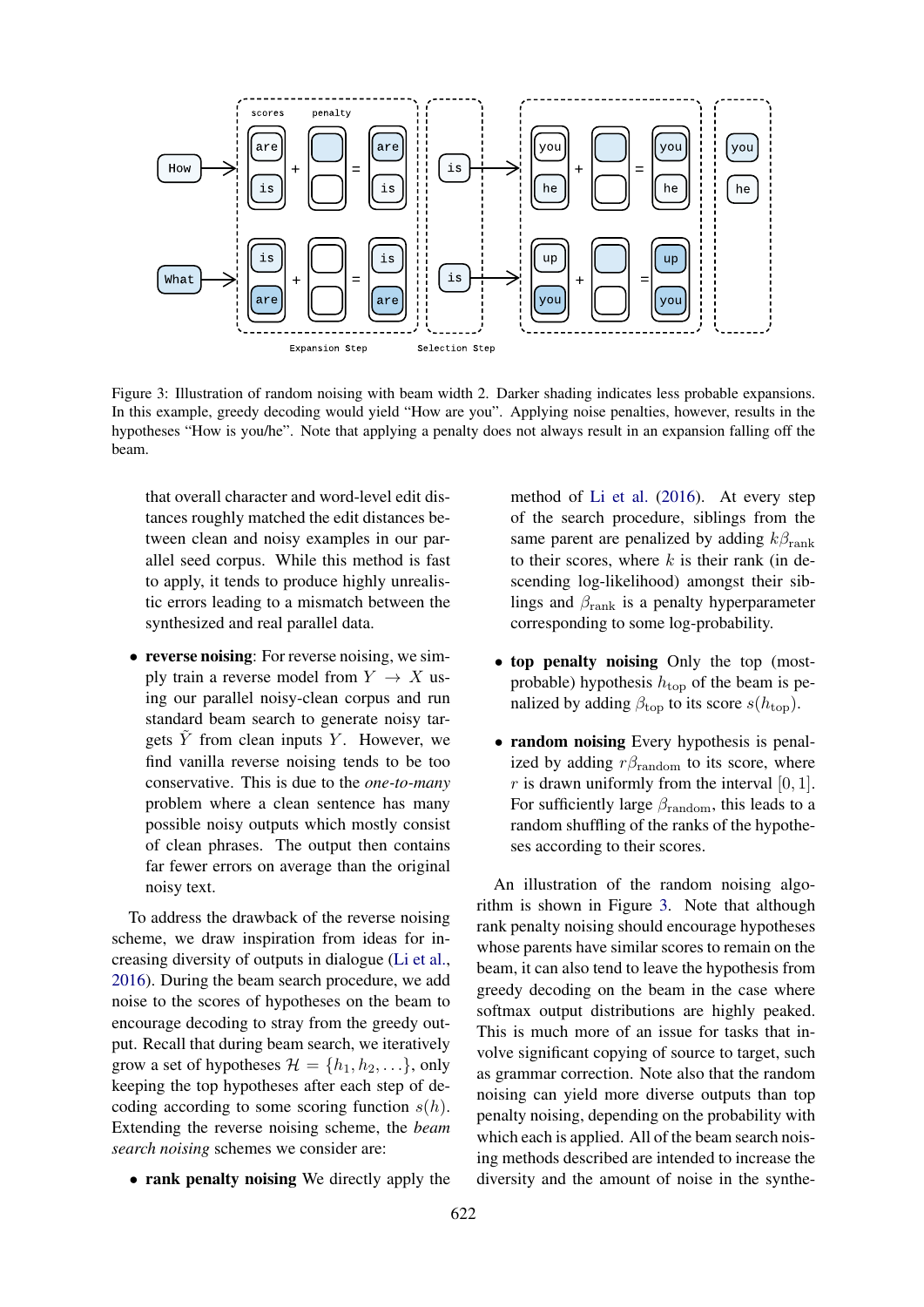Figure 3: Illustration of random noising with beam width 2. Darker shading indicates less probable expansions. In this example, greedy decoding would yield "How are you". Applying noise penalties, however, results in the hypotheses "How is you/he". Note that applying a penalty does not always result in an expansion falling off the beam.

that overall character and word-level edit distances roughly matched the edit distances between clean and noisy examples in our parallel seed corpus. While this method is fast to apply, it tends to produce highly unrealistic errors leading to a mismatch between the synthesized and real parallel data.

- **reverse noising**: For reverse noising, we simply train a reverse model from $Y \rightarrow X$ using our parallel noisy-clean corpus and run standard beam search to generate noisy targets $\tilde{Y}$ from clean inputs $Y$. However, we find vanilla reverse noising tends to be too conservative. This is due to the *one-to-many* problem where a clean sentence has many possible noisy outputs which mostly consist of clean phrases. The output then contains far fewer errors on average than the original noisy text.

To address the drawback of the reverse noising scheme, we draw inspiration from ideas for increasing diversity of outputs in dialogue (Li et al., 2016). During the beam search procedure, we add noise to the scores of hypotheses on the beam to encourage decoding to stray from the greedy output. Recall that during beam search, we iteratively grow a set of hypotheses $\mathcal{H} = \{h_1, h_2, \ldots\}$, only keeping the top hypotheses after each step of decoding according to some scoring function $s(h)$. Extending the reverse noising scheme, the *beam search noising* schemes we consider are:

- **rank penalty noising** We directly apply the method of Li et al. (2016). At every step of the search procedure, siblings from the same parent are penalized by adding $k\beta_{\text{rank}}$ to their scores, where $k$ is their rank (in descending log-likelihood) amongst their siblings and $\beta_{\text{rank}}$ is a penalty hyperparameter corresponding to some log-probability.

- **top penalty noising** Only the top (most-probable) hypothesis $h_{\text{top}}$ of the beam is penalized by adding $\beta_{\text{top}}$ to its score $s(h_{\text{top}})$.

- **random noising** Every hypothesis is penalized by adding $r\beta_{\text{random}}$ to its score, where $r$ is drawn uniformly from the interval $[0, 1]$. For sufficiently large $\beta_{\text{random}}$, this leads to a random shuffling of the ranks of the hypotheses according to their scores.

An illustration of the random noising algorithm is shown in Figure 3. Note that although rank penalty noising should encourage hypotheses whose parents have similar scores to remain on the beam, it can also tend to leave the hypothesis from greedy decoding on the beam in the case where softmax output distributions are highly peaked. This is much more of an issue for tasks that involve significant copying of source to target, such as grammar correction. Note also that the random noising can yield more diverse outputs than top penalty noising, depending on the probability with which each is applied. All of the beam search noising methods described are intended to increase the diversity and the amount of noise in the synthe-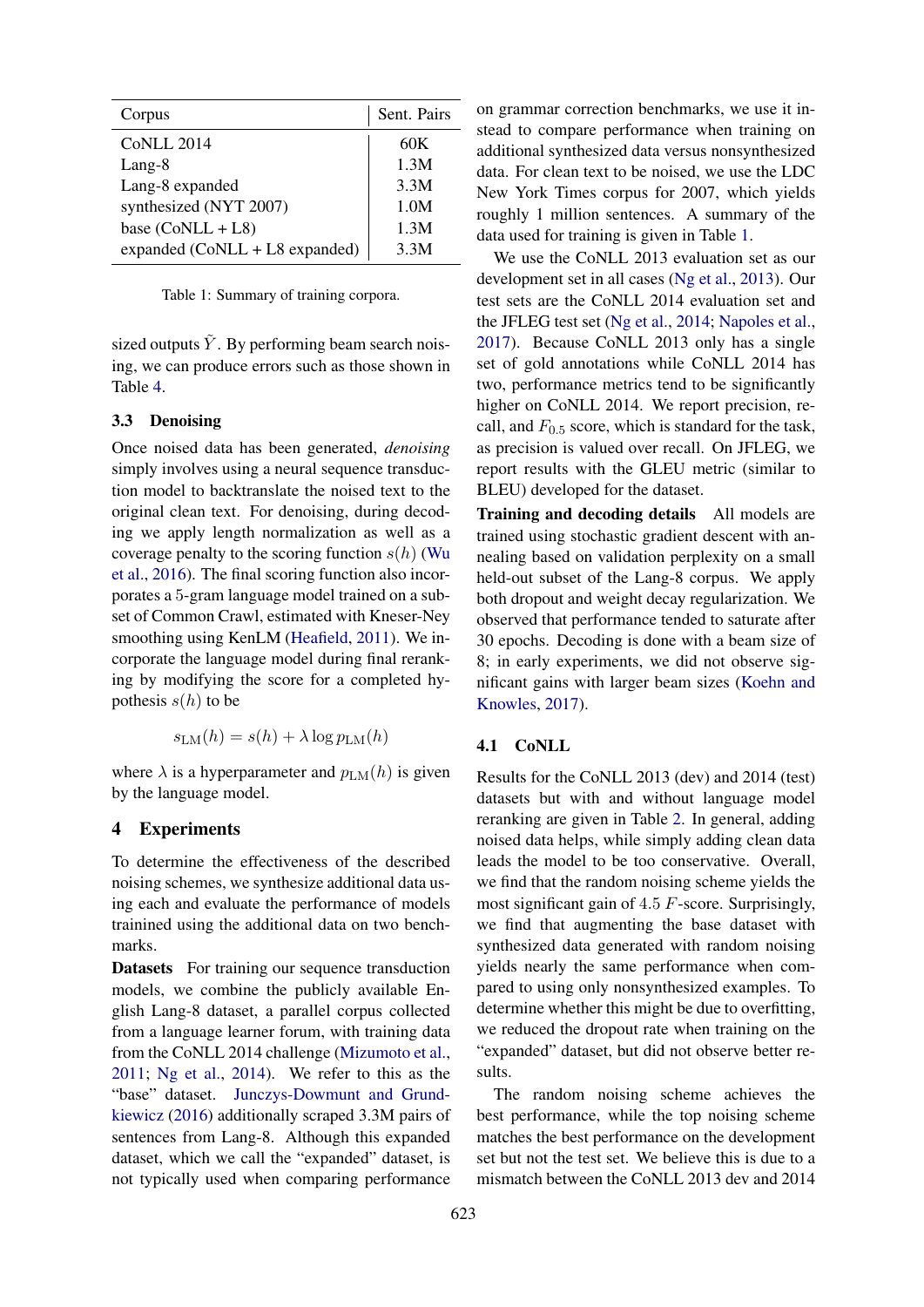| Corpus | Sent. Pairs |
|---|---|
| CoNLL 2014 | 60K |
| Lang-8 | 1.3M |
| Lang-8 expanded | 3.3M |
| synthesized (NYT 2007) | 1.0M |
| base (CoNLL + L8) | 1.3M |
| expanded (CoNLL + L8 expanded) | 3.3M |

Table 1: Summary of training corpora.

sized outputs $\tilde{Y}$. By performing beam search noising, we can produce errors such as those shown in Table 4.

### 3.3 Denoising

Once noised data has been generated, *denoising* simply involves using a neural sequence transduction model to backtranslate the noised text to the original clean text. For denoising, during decoding we apply length normalization as well as a coverage penalty to the scoring function $s(h)$ (Wu et al., 2016). The final scoring function also incorporates a 5-gram language model trained on a subset of Common Crawl, estimated with Kneser-Ney smoothing using KenLM (Heafield, 2011). We incorporate the language model during final reranking by modifying the score for a completed hypothesis $s(h)$ to be

$$s_{\text{LM}}(h) = s(h) + \lambda \log p_{\text{LM}}(h)$$

where $\lambda$ is a hyperparameter and $p_{\text{LM}}(h)$ is given by the language model.

## 4 Experiments

To determine the effectiveness of the described noising schemes, we synthesize additional data using each and evaluate the performance of models trainined using the additional data on two benchmarks.

**Datasets** For training our sequence transduction models, we combine the publicly available English Lang-8 dataset, a parallel corpus collected from a language learner forum, with training data from the CoNLL 2014 challenge (Mizumoto et al., 2011; Ng et al., 2014). We refer to this as the "base" dataset. Junczys-Dowmunt and Grundkiewicz (2016) additionally scraped 3.3M pairs of sentences from Lang-8. Although this expanded dataset, which we call the "expanded" dataset, is not typically used when comparing performance on grammar correction benchmarks, we use it instead to compare performance when training on additional synthesized data versus nonsynthesized data. For clean text to be noised, we use the LDC New York Times corpus for 2007, which yields roughly 1 million sentences. A summary of the data used for training is given in Table 1.

We use the CoNLL 2013 evaluation set as our development set in all cases (Ng et al., 2013). Our test sets are the CoNLL 2014 evaluation set and the JFLEG test set (Ng et al., 2014; Napoles et al., 2017). Because CoNLL 2013 only has a single set of gold annotations while CoNLL 2014 has two, performance metrics tend to be significantly higher on CoNLL 2014. We report precision, recall, and $F_{0.5}$ score, which is standard for the task, as precision is valued over recall. On JFLEG, we report results with the GLEU metric (similar to BLEU) developed for the dataset.

**Training and decoding details** All models are trained using stochastic gradient descent with annealing based on validation perplexity on a small held-out subset of the Lang-8 corpus. We apply both dropout and weight decay regularization. We observed that performance tended to saturate after 30 epochs. Decoding is done with a beam size of 8; in early experiments, we did not observe significant gains with larger beam sizes (Koehn and Knowles, 2017).

### 4.1 CoNLL

Results for the CoNLL 2013 (dev) and 2014 (test) datasets but with and without language model reranking are given in Table 2. In general, adding noised data helps, while simply adding clean data leads the model to be too conservative. Overall, we find that the random noising scheme yields the most significant gain of 4.5 $F$-score. Surprisingly, we find that augmenting the base dataset with synthesized data generated with random noising yields nearly the same performance when compared to using only nonsynthesized examples. To determine whether this might be due to overfitting, we reduced the dropout rate when training on the "expanded" dataset, but did not observe better results.

The random noising scheme achieves the best performance, while the top noising scheme matches the best performance on the development set but not the test set. We believe this is due to a mismatch between the CoNLL 2013 dev and 2014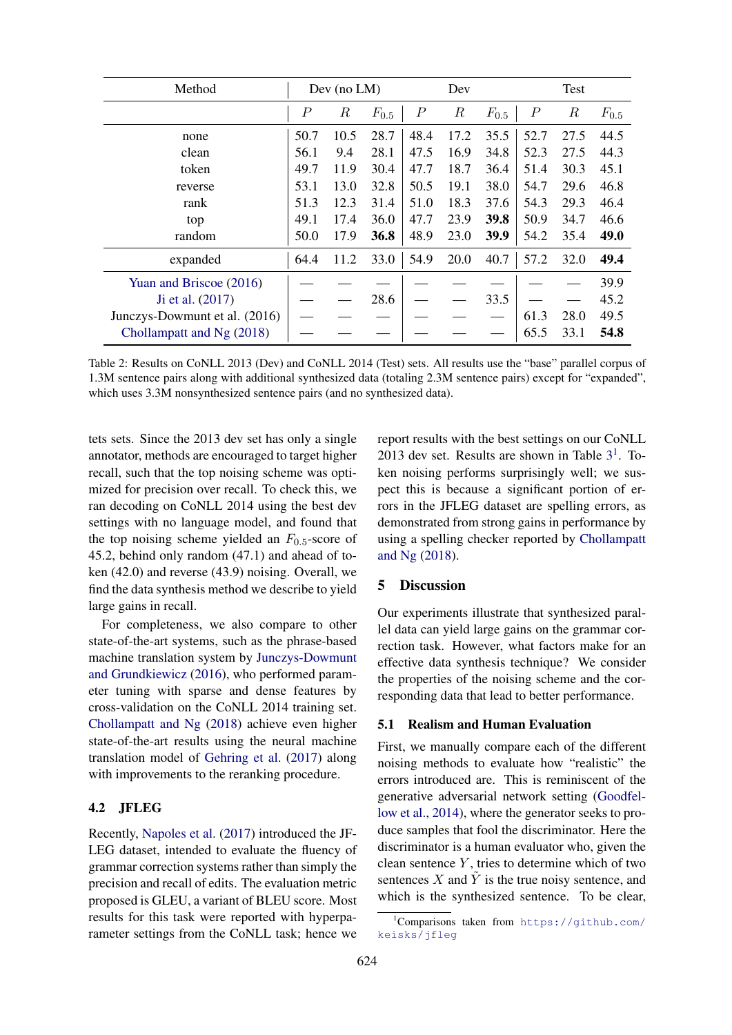| Method | Dev (no LM) | | | Dev | | | Test | | |
|---|---|---|---|---|---|---|---|---|---|
| | $P$ | $R$ | $F_{0.5}$ | $P$ | $R$ | $F_{0.5}$ | $P$ | $R$ | $F_{0.5}$ |
| none | 50.7 | 10.5 | 28.7 | 48.4 | 17.2 | 35.5 | 52.7 | 27.5 | 44.5 |
| clean | 56.1 | 9.4 | 28.1 | 47.5 | 16.9 | 34.8 | 52.3 | 27.5 | 44.3 |
| token | 49.7 | 11.9 | 30.4 | 47.7 | 18.7 | 36.4 | 51.4 | 30.3 | 45.1 |
| reverse | 53.1 | 13.0 | 32.8 | 50.5 | 19.1 | 38.0 | 54.7 | 29.6 | 46.8 |
| rank | 51.3 | 12.3 | 31.4 | 51.0 | 18.3 | 37.6 | 54.3 | 29.3 | 46.4 |
| top | 49.1 | 17.4 | 36.0 | 47.7 | 23.9 | **39.8** | 50.9 | 34.7 | 46.6 |
| random | 50.0 | 17.9 | **36.8** | 48.9 | 23.0 | **39.9** | 54.2 | 35.4 | **49.0** |
| expanded | 64.4 | 11.2 | 33.0 | 54.9 | 20.0 | 40.7 | 57.2 | 32.0 | **49.4** |
| Yuan and Briscoe (2016) | — | — | — | — | — | — | — | — | 39.9 |
| Ji et al. (2017) | — | — | 28.6 | — | — | 33.5 | — | — | 45.2 |
| Junczys-Dowmunt et al. (2016) | — | — | — | — | — | — | 61.3 | 28.0 | 49.5 |
| Chollampatt and Ng (2018) | — | — | — | — | — | — | 65.5 | 33.1 | **54.8** |

Table 2: Results on CoNLL 2013 (Dev) and CoNLL 2014 (Test) sets. All results use the "base" parallel corpus of 1.3M sentence pairs along with additional synthesized data (totaling 2.3M sentence pairs) except for "expanded", which uses 3.3M nonsynthesized sentence pairs (and no synthesized data).

tets sets. Since the 2013 dev set has only a single annotator, methods are encouraged to target higher recall, such that the top noising scheme was optimized for precision over recall. To check this, we ran decoding on CoNLL 2014 using the best dev settings with no language model, and found that the top noising scheme yielded an $F_{0.5}$-score of 45.2, behind only random (47.1) and ahead of token (42.0) and reverse (43.9) noising. Overall, we find the data synthesis method we describe to yield large gains in recall.

For completeness, we also compare to other state-of-the-art systems, such as the phrase-based machine translation system by Junczys-Dowmunt and Grundkiewicz (2016), who performed parameter tuning with sparse and dense features by cross-validation on the CoNLL 2014 training set. Chollampatt and Ng (2018) achieve even higher state-of-the-art results using the neural machine translation model of Gehring et al. (2017) along with improvements to the reranking procedure.

### 4.2 JFLEG

Recently, Napoles et al. (2017) introduced the JFLEG dataset, intended to evaluate the fluency of grammar correction systems rather than simply the precision and recall of edits. The evaluation metric proposed is GLEU, a variant of BLEU score. Most results for this task were reported with hyperparameter settings from the CoNLL task; hence we report results with the best settings on our CoNLL 2013 dev set. Results are shown in Table 3[1]. Token noising performs surprisingly well; we suspect this is because a significant portion of errors in the JFLEG dataset are spelling errors, as demonstrated from strong gains in performance by using a spelling checker reported by Chollampatt and Ng (2018).

## 5 Discussion

Our experiments illustrate that synthesized parallel data can yield large gains on the grammar correction task. However, what factors make for an effective data synthesis technique? We consider the properties of the noising scheme and the corresponding data that lead to better performance.

### 5.1 Realism and Human Evaluation

First, we manually compare each of the different noising methods to evaluate how "realistic" the errors introduced are. This is reminiscent of the generative adversarial network setting (Goodfellow et al., 2014), where the generator seeks to produce samples that fool the discriminator. Here the discriminator is a human evaluator who, given the clean sentence $Y$, tries to determine which of two sentences $X$ and $\tilde{Y}$ is the true noisy sentence, and which is the synthesized sentence. To be clear,

[1] Comparisons taken from https://github.com/keisks/jfleg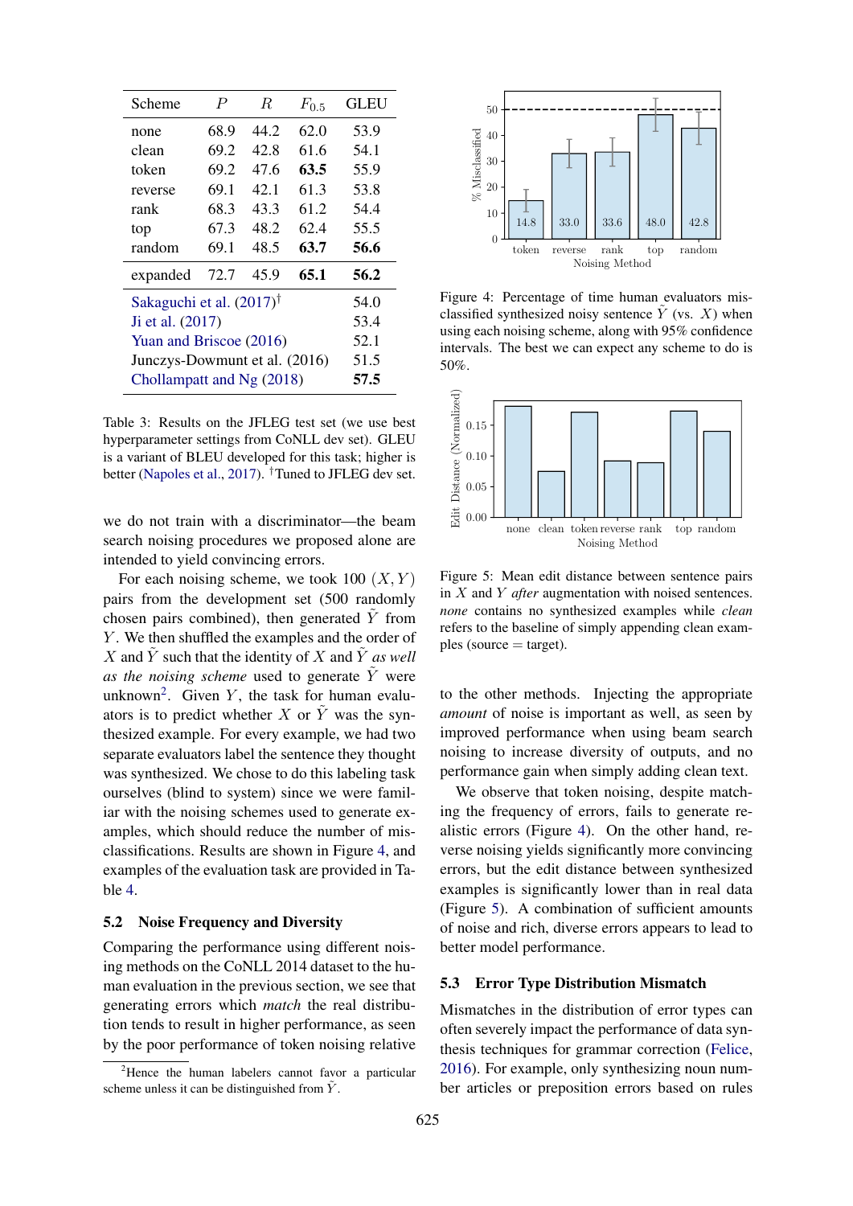| Scheme | $P$ | $R$ | $F_{0.5}$ | GLEU |
|---|---|---|---|---|
| none | 68.9 | 44.2 | 62.0 | 53.9 |
| clean | 69.2 | 42.8 | 61.6 | 54.1 |
| token | 69.2 | 47.6 | **63.5** | 55.9 |
| reverse | 69.1 | 42.1 | 61.3 | 53.8 |
| rank | 68.3 | 43.3 | 61.2 | 54.4 |
| top | 67.3 | 48.2 | 62.4 | 55.5 |
| random | 69.1 | 48.5 | **63.7** | **56.6** |
| expanded | 72.7 | 45.9 | **65.1** | **56.2** |
| Sakaguchi et al. (2017)[†] | | | | 54.0 |
| Ji et al. (2017) | | | | 53.4 |
| Yuan and Briscoe (2016) | | | | 52.1 |
| Junczys-Dowmunt et al. (2016) | | | | 51.5 |
| Chollampatt and Ng (2018) | | | | **57.5** |

Table 3: Results on the JFLEG test set (we use best hyperparameter settings from CoNLL dev set). GLEU is a variant of BLEU developed for this task; higher is better (Napoles et al., 2017). [†]Tuned to JFLEG dev set.

we do not train with a discriminator—the beam search noising procedures we proposed alone are intended to yield convincing errors.

For each noising scheme, we took 100 $(X, Y)$ pairs from the development set (500 randomly chosen pairs combined), then generated $\tilde{Y}$ from $Y$. We then shuffled the examples and the order of $X$ and $\tilde{Y}$ such that the identity of $X$ and $\tilde{Y}$ *as well as the noising scheme* used to generate $\tilde{Y}$ were unknown[2]. Given $Y$, the task for human evaluators is to predict whether $X$ or $\tilde{Y}$ was the synthesized example. For every example, we had two separate evaluators label the sentence they thought was synthesized. We chose to do this labeling task ourselves (blind to system) since we were familiar with the noising schemes used to generate examples, which should reduce the number of misclassifications. Results are shown in Figure 4, and examples of the evaluation task are provided in Table 4.

### 5.2 Noise Frequency and Diversity

Comparing the performance using different noising methods on the CoNLL 2014 dataset to the human evaluation in the previous section, we see that generating errors which *match* the real distribution tends to result in higher performance, as seen by the poor performance of token noising relative to the other methods. Injecting the appropriate *amount* of noise is important as well, as seen by improved performance when using beam search noising to increase diversity of outputs, and no performance gain when simply adding clean text.

We observe that token noising, despite matching the frequency of errors, fails to generate realistic errors (Figure 4). On the other hand, reverse noising yields significantly more convincing errors, but the edit distance between synthesized examples is significantly lower than in real data (Figure 5). A combination of sufficient amounts of noise and rich, diverse errors appears to lead to better model performance.

[2]Hence the human labelers cannot favor a particular scheme unless it can be distinguished from $\tilde{Y}$.

Figure 4: Percentage of time human evaluators misclassified synthesized noisy sentence $\tilde{Y}$ (vs. $X$) when using each noising scheme, along with 95% confidence intervals. The best we can expect any scheme to do is 50%.

Figure 5: Mean edit distance between sentence pairs in $X$ and $Y$ *after* augmentation with noised sentences. *none* contains no synthesized examples while *clean* refers to the baseline of simply appending clean examples (source = target).

### 5.3 Error Type Distribution Mismatch

Mismatches in the distribution of error types can often severely impact the performance of data synthesis techniques for grammar correction (Felice, 2016). For example, only synthesizing noun number articles or preposition errors based on rules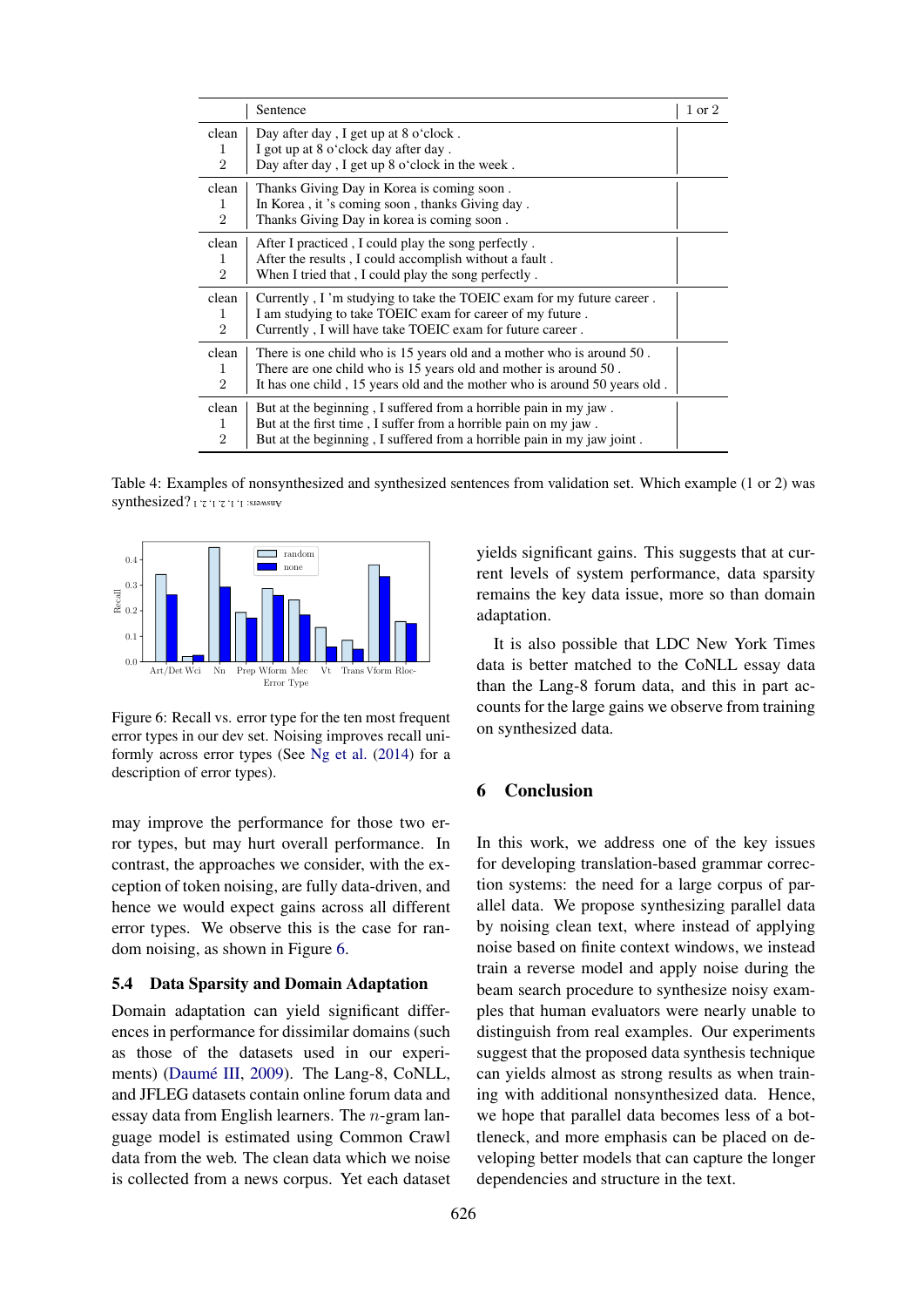| | Sentence | 1 or 2 |
|---|---|---|
| clean | Day after day , I get up at 8 o'clock . | |
| 1 | I got up at 8 o'clock day after day . | |
| 2 | Day after day , I get up 8 o'clock in the week . | |
| clean | Thanks Giving Day in Korea is coming soon . | |
| 1 | In Korea , it 's coming soon , thanks Giving day . | |
| 2 | Thanks Giving Day in korea is coming soon . | |
| clean | After I practiced , I could play the song perfectly . | |
| 1 | After the results , I could accomplish without a fault . | |
| 2 | When I tried that , I could play the song perfectly . | |
| clean | Currently , I 'm studying to take the TOEIC exam for my future career . | |
| 1 | I am studying to take TOEIC exam for career of my future . | |
| 2 | Currently , I will have take TOEIC exam for future career . | |
| clean | There is one child who is 15 years old and a mother who is around 50 . | |
| 1 | There are one child who is 15 years old and mother is around 50 . | |
| 2 | It has one child , 15 years old and the mother who is around 50 years old . | |
| clean | But at the beginning , I suffered from a horrible pain in my jaw . | |
| 1 | But at the first time , I suffer from a horrible pain on my jaw . | |
| 2 | But at the beginning , I suffered from a horrible pain in my jaw joint . | |

Table 4: Examples of nonsynthesized and synthesized sentences from validation set. Which example (1 or 2) was synthesized? Answers: 1, 1, 2, 1, 2, 1

Figure 6: Recall vs. error type for the ten most frequent error types in our dev set. Noising improves recall uniformly across error types (See Ng et al. (2014) for a description of error types).

may improve the performance for those two error types, but may hurt overall performance. In contrast, the approaches we consider, with the exception of token noising, are fully data-driven, and hence we would expect gains across all different error types. We observe this is the case for random noising, as shown in Figure 6.

### 5.4 Data Sparsity and Domain Adaptation

Domain adaptation can yield significant differences in performance for dissimilar domains (such as those of the datasets used in our experiments) (Daumé III, 2009). The Lang-8, CoNLL, and JFLEG datasets contain online forum data and essay data from English learners. The $n$-gram language model is estimated using Common Crawl data from the web. The clean data which we noise is collected from a news corpus. Yet each dataset yields significant gains. This suggests that at current levels of system performance, data sparsity remains the key data issue, more so than domain adaptation.

It is also possible that LDC New York Times data is better matched to the CoNLL essay data than the Lang-8 forum data, and this in part accounts for the large gains we observe from training on synthesized data.

## 6 Conclusion

In this work, we address one of the key issues for developing translation-based grammar correction systems: the need for a large corpus of parallel data. We propose synthesizing parallel data by noising clean text, where instead of applying noise based on finite context windows, we instead train a reverse model and apply noise during the beam search procedure to synthesize noisy examples that human evaluators were nearly unable to distinguish from real examples. Our experiments suggest that the proposed data synthesis technique can yields almost as strong results as when training with additional nonsynthesized data. Hence, we hope that parallel data becomes less of a bottleneck, and more emphasis can be placed on developing better models that can capture the longer dependencies and structure in the text.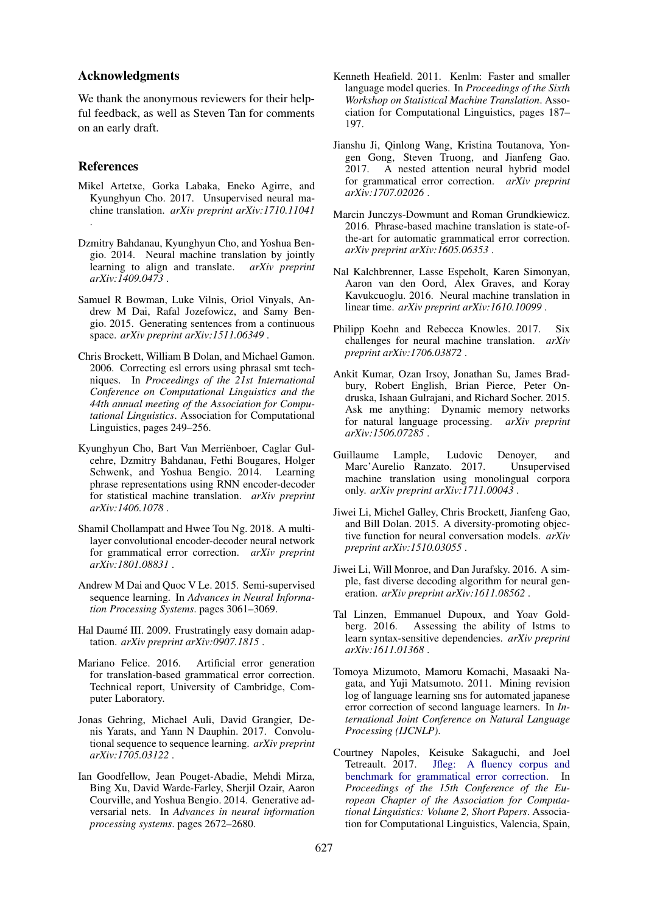## Acknowledgments

We thank the anonymous reviewers for their helpful feedback, as well as Steven Tan for comments on an early draft.

## References

Mikel Artetxe, Gorka Labaka, Eneko Agirre, and Kyunghyun Cho. 2017. Unsupervised neural machine translation. *arXiv preprint arXiv:1710.11041* .

Dzmitry Bahdanau, Kyunghyun Cho, and Yoshua Bengio. 2014. Neural machine translation by jointly learning to align and translate. *arXiv preprint arXiv:1409.0473* .

Samuel R Bowman, Luke Vilnis, Oriol Vinyals, Andrew M Dai, Rafal Jozefowicz, and Samy Bengio. 2015. Generating sentences from a continuous space. *arXiv preprint arXiv:1511.06349* .

Chris Brockett, William B Dolan, and Michael Gamon. 2006. Correcting esl errors using phrasal smt techniques. In *Proceedings of the 21st International Conference on Computational Linguistics and the 44th annual meeting of the Association for Computational Linguistics*. Association for Computational Linguistics, pages 249–256.

Kyunghyun Cho, Bart Van Merriënboer, Caglar Gulcehre, Dzmitry Bahdanau, Fethi Bougares, Holger Schwenk, and Yoshua Bengio. 2014. Learning phrase representations using RNN encoder-decoder for statistical machine translation. *arXiv preprint arXiv:1406.1078* .

Shamil Chollampatt and Hwee Tou Ng. 2018. A multilayer convolutional encoder-decoder neural network for grammatical error correction. *arXiv preprint arXiv:1801.08831* .

Andrew M Dai and Quoc V Le. 2015. Semi-supervised sequence learning. In *Advances in Neural Information Processing Systems*. pages 3061–3069.

Hal Daumé III. 2009. Frustratingly easy domain adaptation. *arXiv preprint arXiv:0907.1815* .

Mariano Felice. 2016. Artificial error generation for translation-based grammatical error correction. Technical report, University of Cambridge, Computer Laboratory.

Jonas Gehring, Michael Auli, David Grangier, Denis Yarats, and Yann N Dauphin. 2017. Convolutional sequence to sequence learning. *arXiv preprint arXiv:1705.03122* .

Ian Goodfellow, Jean Pouget-Abadie, Mehdi Mirza, Bing Xu, David Warde-Farley, Sherjil Ozair, Aaron Courville, and Yoshua Bengio. 2014. Generative adversarial nets. In *Advances in neural information processing systems*. pages 2672–2680.

Kenneth Heafield. 2011. Kenlm: Faster and smaller language model queries. In *Proceedings of the Sixth Workshop on Statistical Machine Translation*. Association for Computational Linguistics, pages 187–197.

Jianshu Ji, Qinlong Wang, Kristina Toutanova, Yongen Gong, Steven Truong, and Jianfeng Gao. 2017. A nested attention neural hybrid model for grammatical error correction. *arXiv preprint arXiv:1707.02026* .

Marcin Junczys-Dowmunt and Roman Grundkiewicz. 2016. Phrase-based machine translation is state-of-the-art for automatic grammatical error correction. *arXiv preprint arXiv:1605.06353* .

Nal Kalchbrenner, Lasse Espeholt, Karen Simonyan, Aaron van den Oord, Alex Graves, and Koray Kavukcuoglu. 2016. Neural machine translation in linear time. *arXiv preprint arXiv:1610.10099* .

Philipp Koehn and Rebecca Knowles. 2017. Six challenges for neural machine translation. *arXiv preprint arXiv:1706.03872* .

Ankit Kumar, Ozan Irsoy, Jonathan Su, James Bradbury, Robert English, Brian Pierce, Peter Ondruska, Ishaan Gulrajani, and Richard Socher. 2015. Ask me anything: Dynamic memory networks for natural language processing. *arXiv preprint arXiv:1506.07285* .

Guillaume Lample, Ludovic Denoyer, and Marc'Aurelio Ranzato. 2017. Unsupervised machine translation using monolingual corpora only. *arXiv preprint arXiv:1711.00043* .

Jiwei Li, Michel Galley, Chris Brockett, Jianfeng Gao, and Bill Dolan. 2015. A diversity-promoting objective function for neural conversation models. *arXiv preprint arXiv:1510.03055* .

Jiwei Li, Will Monroe, and Dan Jurafsky. 2016. A simple, fast diverse decoding algorithm for neural generation. *arXiv preprint arXiv:1611.08562* .

Tal Linzen, Emmanuel Dupoux, and Yoav Goldberg. 2016. Assessing the ability of lstms to learn syntax-sensitive dependencies. *arXiv preprint arXiv:1611.01368* .

Tomoya Mizumoto, Mamoru Komachi, Masaaki Nagata, and Yuji Matsumoto. 2011. Mining revision log of language learning sns for automated japanese error correction of second language learners. In *International Joint Conference on Natural Language Processing (IJCNLP)*.

Courtney Napoles, Keisuke Sakaguchi, and Joel Tetreault. 2017. Jfleg: A fluency corpus and benchmark for grammatical error correction. In *Proceedings of the 15th Conference of the European Chapter of the Association for Computational Linguistics: Volume 2, Short Papers*. Association for Computational Linguistics, Valencia, Spain,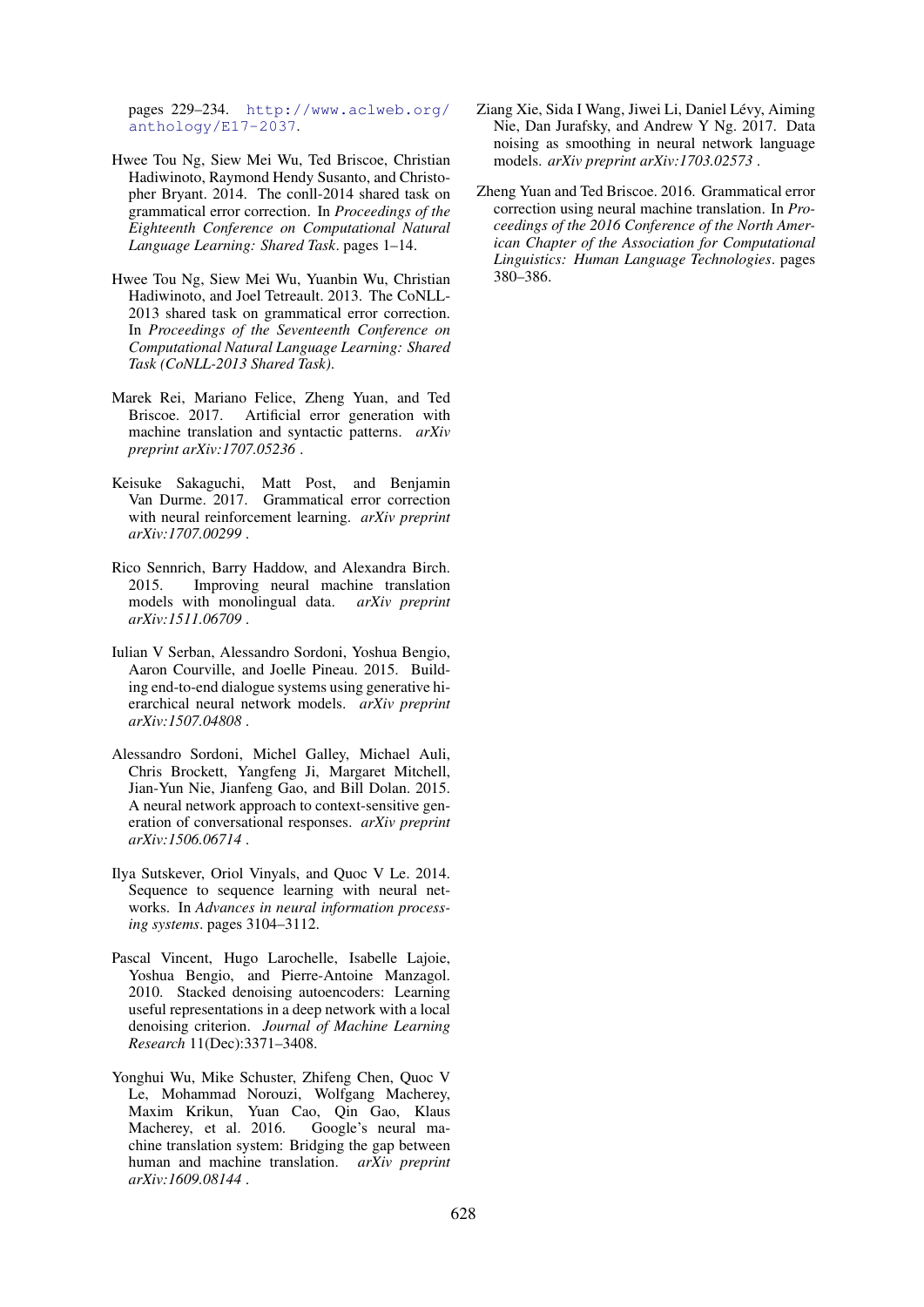pages 229–234. http://www.aclweb.org/anthology/E17-2037.

Hwee Tou Ng, Siew Mei Wu, Ted Briscoe, Christian Hadiwinoto, Raymond Hendy Susanto, and Christopher Bryant. 2014. The conll-2014 shared task on grammatical error correction. In *Proceedings of the Eighteenth Conference on Computational Natural Language Learning: Shared Task*. pages 1–14.

Hwee Tou Ng, Siew Mei Wu, Yuanbin Wu, Christian Hadiwinoto, and Joel Tetreault. 2013. The CoNLL-2013 shared task on grammatical error correction. In *Proceedings of the Seventeenth Conference on Computational Natural Language Learning: Shared Task (CoNLL-2013 Shared Task)*.

Marek Rei, Mariano Felice, Zheng Yuan, and Ted Briscoe. 2017. Artificial error generation with machine translation and syntactic patterns. *arXiv preprint arXiv:1707.05236* .

Keisuke Sakaguchi, Matt Post, and Benjamin Van Durme. 2017. Grammatical error correction with neural reinforcement learning. *arXiv preprint arXiv:1707.00299* .

Rico Sennrich, Barry Haddow, and Alexandra Birch. 2015. Improving neural machine translation models with monolingual data. *arXiv preprint arXiv:1511.06709* .

Iulian V Serban, Alessandro Sordoni, Yoshua Bengio, Aaron Courville, and Joelle Pineau. 2015. Building end-to-end dialogue systems using generative hierarchical neural network models. *arXiv preprint arXiv:1507.04808* .

Alessandro Sordoni, Michel Galley, Michael Auli, Chris Brockett, Yangfeng Ji, Margaret Mitchell, Jian-Yun Nie, Jianfeng Gao, and Bill Dolan. 2015. A neural network approach to context-sensitive generation of conversational responses. *arXiv preprint arXiv:1506.06714* .

Ilya Sutskever, Oriol Vinyals, and Quoc V Le. 2014. Sequence to sequence learning with neural networks. In *Advances in neural information processing systems*. pages 3104–3112.

Pascal Vincent, Hugo Larochelle, Isabelle Lajoie, Yoshua Bengio, and Pierre-Antoine Manzagol. 2010. Stacked denoising autoencoders: Learning useful representations in a deep network with a local denoising criterion. *Journal of Machine Learning Research* 11(Dec):3371–3408.

Yonghui Wu, Mike Schuster, Zhifeng Chen, Quoc V Le, Mohammad Norouzi, Wolfgang Macherey, Maxim Krikun, Yuan Cao, Qin Gao, Klaus Macherey, et al. 2016. Google's neural machine translation system: Bridging the gap between human and machine translation. *arXiv preprint arXiv:1609.08144* .

Ziang Xie, Sida I Wang, Jiwei Li, Daniel Lévy, Aiming Nie, Dan Jurafsky, and Andrew Y Ng. 2017. Data noising as smoothing in neural network language models. *arXiv preprint arXiv:1703.02573* .

Zheng Yuan and Ted Briscoe. 2016. Grammatical error correction using neural machine translation. In *Proceedings of the 2016 Conference of the North American Chapter of the Association for Computational Linguistics: Human Language Technologies*. pages 380–386.